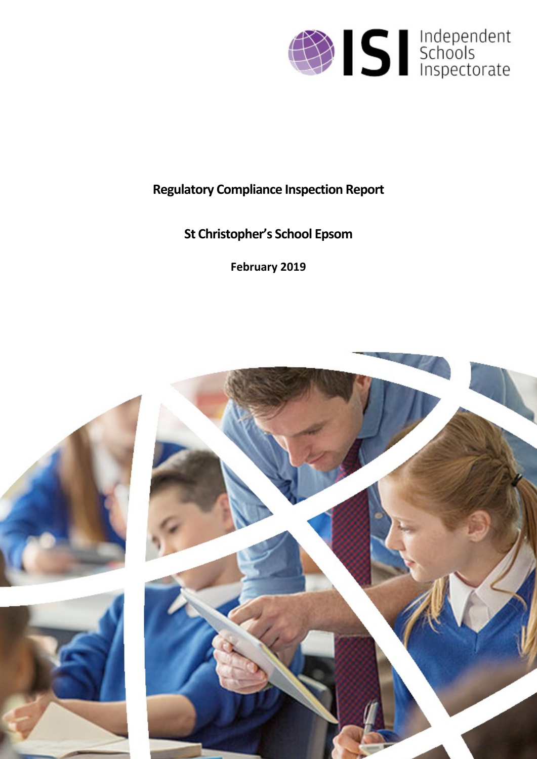Independent Schools Inspectorate

# Regulatory Compliance Inspection Report

## St Christopher's School Epsom

**February 2019**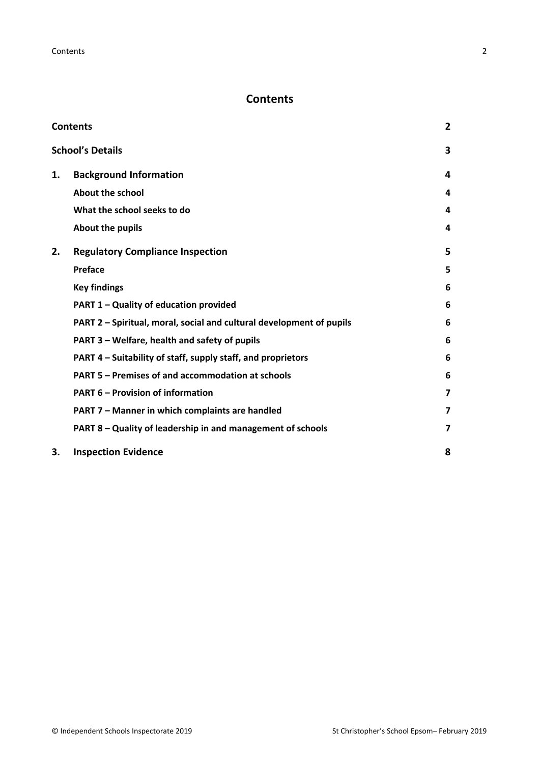# Contents

| | | |
|---|---|---|
| **Contents** | | **2** |
| **School's Details** | | **3** |
| **1.** | **Background Information** | **4** |
| | **About the school** | **4** |
| | **What the school seeks to do** | **4** |
| | **About the pupils** | **4** |
| **2.** | **Regulatory Compliance Inspection** | **5** |
| | **Preface** | **5** |
| | **Key findings** | **6** |
| | **PART 1 – Quality of education provided** | **6** |
| | **PART 2 – Spiritual, moral, social and cultural development of pupils** | **6** |
| | **PART 3 – Welfare, health and safety of pupils** | **6** |
| | **PART 4 – Suitability of staff, supply staff, and proprietors** | **6** |
| | **PART 5 – Premises of and accommodation at schools** | **6** |
| | **PART 6 – Provision of information** | **7** |
| | **PART 7 – Manner in which complaints are handled** | **7** |
| | **PART 8 – Quality of leadership in and management of schools** | **7** |
| **3.** | **Inspection Evidence** | **8** |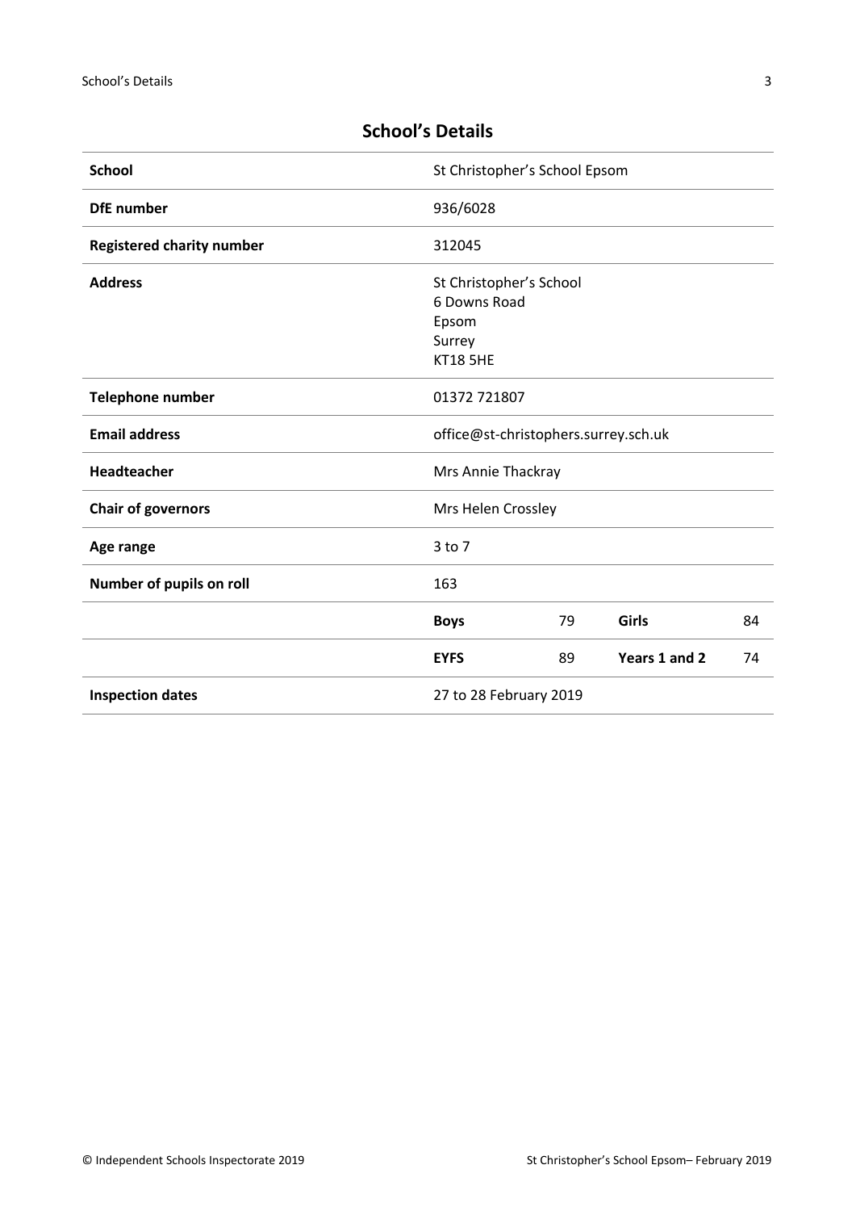## School's Details

| | | | | |
|---|---|---|---|---|
| **School** | St Christopher's School Epsom | | | |
| **DfE number** | 936/6028 | | | |
| **Registered charity number** | 312045 | | | |
| **Address** | St Christopher's School<br>6 Downs Road<br>Epsom<br>Surrey<br>KT18 5HE | | | |
| **Telephone number** | 01372 721807 | | | |
| **Email address** | office@st-christophers.surrey.sch.uk | | | |
| **Headteacher** | Mrs Annie Thackray | | | |
| **Chair of governors** | Mrs Helen Crossley | | | |
| **Age range** | 3 to 7 | | | |
| **Number of pupils on roll** | 163 | | | |
| | **Boys** | 79 | **Girls** | 84 |
| | **EYFS** | 89 | **Years 1 and 2** | 74 |
| **Inspection dates** | 27 to 28 February 2019 | | | |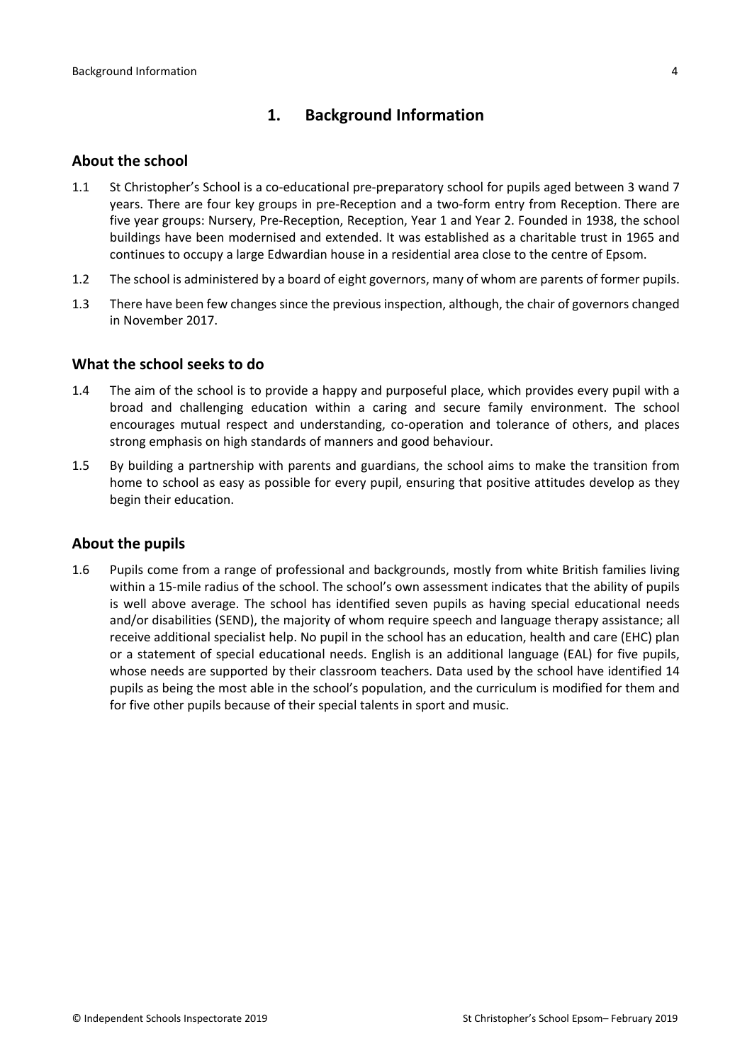## 1. Background Information

### About the school

1.1 St Christopher's School is a co-educational pre-preparatory school for pupils aged between 3 wand 7 years. There are four key groups in pre-Reception and a two-form entry from Reception. There are five year groups: Nursery, Pre-Reception, Reception, Year 1 and Year 2. Founded in 1938, the school buildings have been modernised and extended. It was established as a charitable trust in 1965 and continues to occupy a large Edwardian house in a residential area close to the centre of Epsom.

1.2 The school is administered by a board of eight governors, many of whom are parents of former pupils.

1.3 There have been few changes since the previous inspection, although, the chair of governors changed in November 2017.

### What the school seeks to do

1.4 The aim of the school is to provide a happy and purposeful place, which provides every pupil with a broad and challenging education within a caring and secure family environment. The school encourages mutual respect and understanding, co-operation and tolerance of others, and places strong emphasis on high standards of manners and good behaviour.

1.5 By building a partnership with parents and guardians, the school aims to make the transition from home to school as easy as possible for every pupil, ensuring that positive attitudes develop as they begin their education.

### About the pupils

1.6 Pupils come from a range of professional and backgrounds, mostly from white British families living within a 15-mile radius of the school. The school's own assessment indicates that the ability of pupils is well above average. The school has identified seven pupils as having special educational needs and/or disabilities (SEND), the majority of whom require speech and language therapy assistance; all receive additional specialist help. No pupil in the school has an education, health and care (EHC) plan or a statement of special educational needs. English is an additional language (EAL) for five pupils, whose needs are supported by their classroom teachers. Data used by the school have identified 14 pupils as being the most able in the school's population, and the curriculum is modified for them and for five other pupils because of their special talents in sport and music.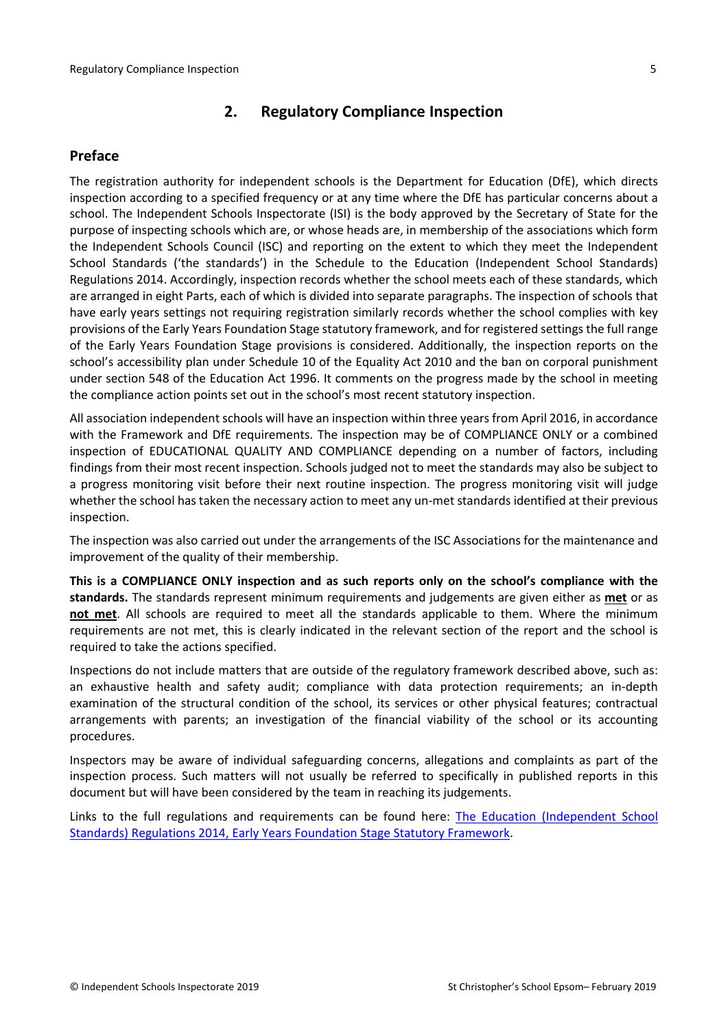## 2. Regulatory Compliance Inspection

### Preface

The registration authority for independent schools is the Department for Education (DfE), which directs inspection according to a specified frequency or at any time where the DfE has particular concerns about a school. The Independent Schools Inspectorate (ISI) is the body approved by the Secretary of State for the purpose of inspecting schools which are, or whose heads are, in membership of the associations which form the Independent Schools Council (ISC) and reporting on the extent to which they meet the Independent School Standards ('the standards') in the Schedule to the Education (Independent School Standards) Regulations 2014. Accordingly, inspection records whether the school meets each of these standards, which are arranged in eight Parts, each of which is divided into separate paragraphs. The inspection of schools that have early years settings not requiring registration similarly records whether the school complies with key provisions of the Early Years Foundation Stage statutory framework, and for registered settings the full range of the Early Years Foundation Stage provisions is considered. Additionally, the inspection reports on the school's accessibility plan under Schedule 10 of the Equality Act 2010 and the ban on corporal punishment under section 548 of the Education Act 1996. It comments on the progress made by the school in meeting the compliance action points set out in the school's most recent statutory inspection.

All association independent schools will have an inspection within three years from April 2016, in accordance with the Framework and DfE requirements. The inspection may be of COMPLIANCE ONLY or a combined inspection of EDUCATIONAL QUALITY AND COMPLIANCE depending on a number of factors, including findings from their most recent inspection. Schools judged not to meet the standards may also be subject to a progress monitoring visit before their next routine inspection. The progress monitoring visit will judge whether the school has taken the necessary action to meet any un-met standards identified at their previous inspection.

The inspection was also carried out under the arrangements of the ISC Associations for the maintenance and improvement of the quality of their membership.

**This is a COMPLIANCE ONLY inspection and as such reports only on the school's compliance with the standards.** The standards represent minimum requirements and judgements are given either as **met** or as **not met**. All schools are required to meet all the standards applicable to them. Where the minimum requirements are not met, this is clearly indicated in the relevant section of the report and the school is required to take the actions specified.

Inspections do not include matters that are outside of the regulatory framework described above, such as: an exhaustive health and safety audit; compliance with data protection requirements; an in-depth examination of the structural condition of the school, its services or other physical features; contractual arrangements with parents; an investigation of the financial viability of the school or its accounting procedures.

Inspectors may be aware of individual safeguarding concerns, allegations and complaints as part of the inspection process. Such matters will not usually be referred to specifically in published reports in this document but will have been considered by the team in reaching its judgements.

Links to the full regulations and requirements can be found here: The Education (Independent School Standards) Regulations 2014, Early Years Foundation Stage Statutory Framework.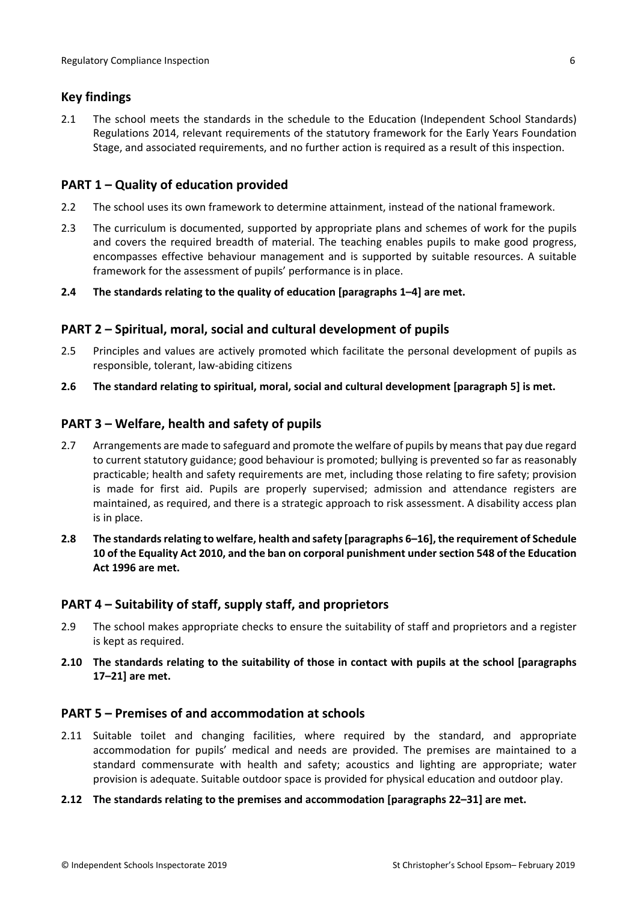## Key findings

2.1 The school meets the standards in the schedule to the Education (Independent School Standards) Regulations 2014, relevant requirements of the statutory framework for the Early Years Foundation Stage, and associated requirements, and no further action is required as a result of this inspection.

## PART 1 – Quality of education provided

2.2 The school uses its own framework to determine attainment, instead of the national framework.

2.3 The curriculum is documented, supported by appropriate plans and schemes of work for the pupils and covers the required breadth of material. The teaching enables pupils to make good progress, encompasses effective behaviour management and is supported by suitable resources. A suitable framework for the assessment of pupils' performance is in place.

**2.4 The standards relating to the quality of education [paragraphs 1–4] are met.**

## PART 2 – Spiritual, moral, social and cultural development of pupils

2.5 Principles and values are actively promoted which facilitate the personal development of pupils as responsible, tolerant, law-abiding citizens

**2.6 The standard relating to spiritual, moral, social and cultural development [paragraph 5] is met.**

## PART 3 – Welfare, health and safety of pupils

2.7 Arrangements are made to safeguard and promote the welfare of pupils by means that pay due regard to current statutory guidance; good behaviour is promoted; bullying is prevented so far as reasonably practicable; health and safety requirements are met, including those relating to fire safety; provision is made for first aid. Pupils are properly supervised; admission and attendance registers are maintained, as required, and there is a strategic approach to risk assessment. A disability access plan is in place.

**2.8 The standards relating to welfare, health and safety [paragraphs 6–16], the requirement of Schedule 10 of the Equality Act 2010, and the ban on corporal punishment under section 548 of the Education Act 1996 are met.**

## PART 4 – Suitability of staff, supply staff, and proprietors

2.9 The school makes appropriate checks to ensure the suitability of staff and proprietors and a register is kept as required.

**2.10 The standards relating to the suitability of those in contact with pupils at the school [paragraphs 17–21] are met.**

## PART 5 – Premises of and accommodation at schools

2.11 Suitable toilet and changing facilities, where required by the standard, and appropriate accommodation for pupils' medical and needs are provided. The premises are maintained to a standard commensurate with health and safety; acoustics and lighting are appropriate; water provision is adequate. Suitable outdoor space is provided for physical education and outdoor play.

**2.12 The standards relating to the premises and accommodation [paragraphs 22–31] are met.**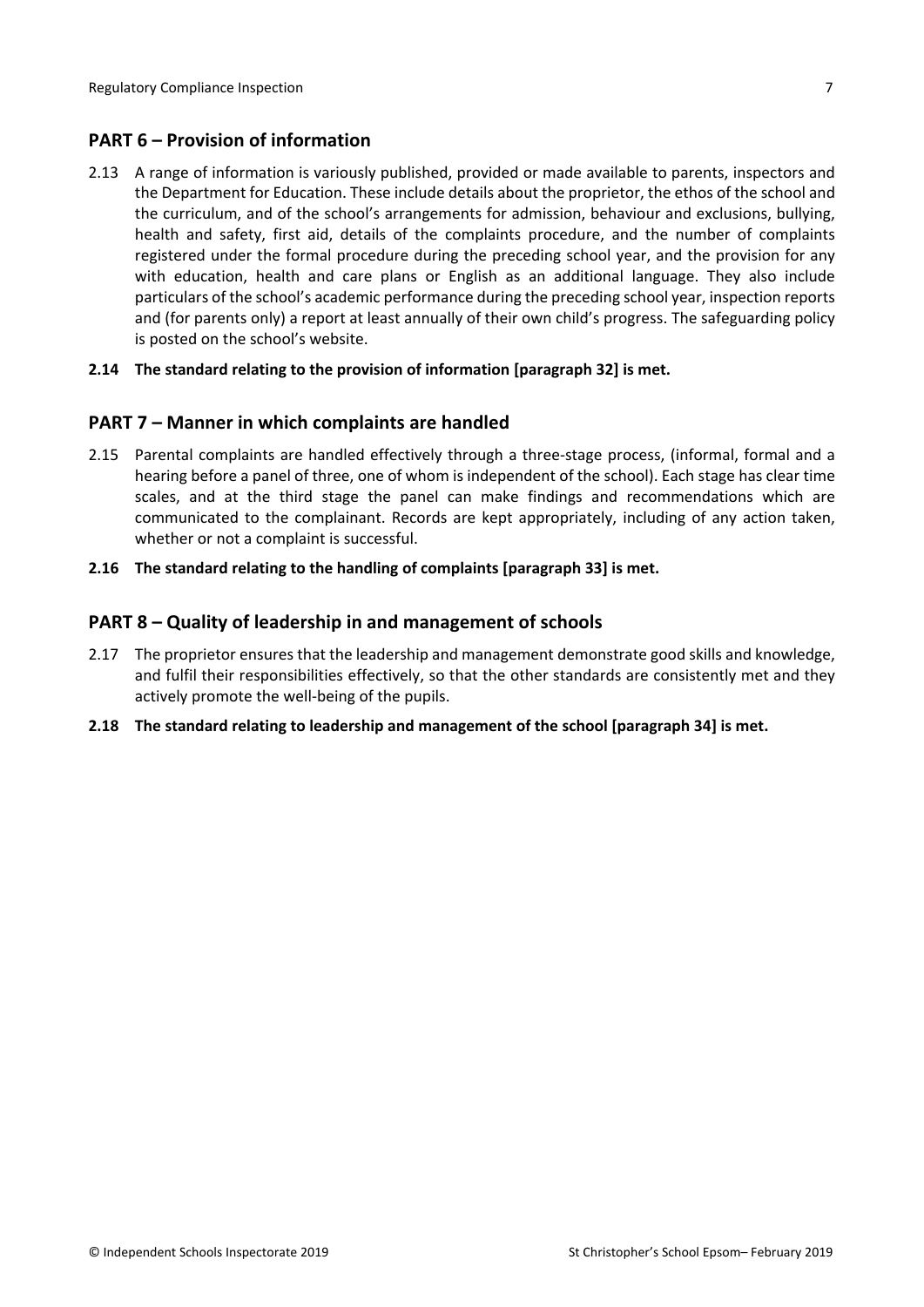## PART 6 – Provision of information

2.13 A range of information is variously published, provided or made available to parents, inspectors and the Department for Education. These include details about the proprietor, the ethos of the school and the curriculum, and of the school's arrangements for admission, behaviour and exclusions, bullying, health and safety, first aid, details of the complaints procedure, and the number of complaints registered under the formal procedure during the preceding school year, and the provision for any with education, health and care plans or English as an additional language. They also include particulars of the school's academic performance during the preceding school year, inspection reports and (for parents only) a report at least annually of their own child's progress. The safeguarding policy is posted on the school's website.

**2.14 The standard relating to the provision of information [paragraph 32] is met.**

## PART 7 – Manner in which complaints are handled

2.15 Parental complaints are handled effectively through a three-stage process, (informal, formal and a hearing before a panel of three, one of whom is independent of the school). Each stage has clear time scales, and at the third stage the panel can make findings and recommendations which are communicated to the complainant. Records are kept appropriately, including of any action taken, whether or not a complaint is successful.

**2.16 The standard relating to the handling of complaints [paragraph 33] is met.**

## PART 8 – Quality of leadership in and management of schools

2.17 The proprietor ensures that the leadership and management demonstrate good skills and knowledge, and fulfil their responsibilities effectively, so that the other standards are consistently met and they actively promote the well-being of the pupils.

**2.18 The standard relating to leadership and management of the school [paragraph 34] is met.**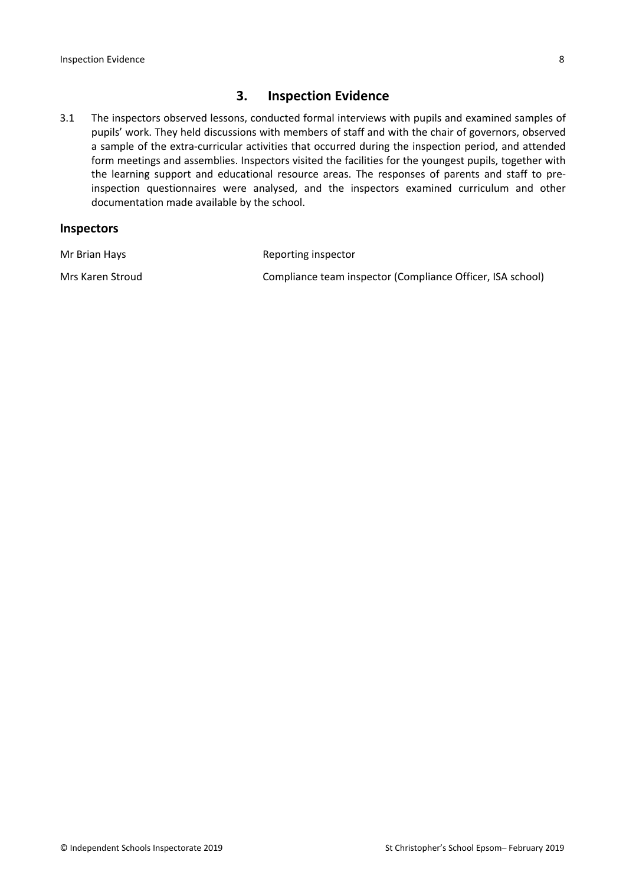## 3. Inspection Evidence

3.1 The inspectors observed lessons, conducted formal interviews with pupils and examined samples of pupils' work. They held discussions with members of staff and with the chair of governors, observed a sample of the extra-curricular activities that occurred during the inspection period, and attended form meetings and assemblies. Inspectors visited the facilities for the youngest pupils, together with the learning support and educational resource areas. The responses of parents and staff to pre-inspection questionnaires were analysed, and the inspectors examined curriculum and other documentation made available by the school.

### Inspectors

| | |
|---|---|
| Mr Brian Hays | Reporting inspector |
| Mrs Karen Stroud | Compliance team inspector (Compliance Officer, ISA school) |